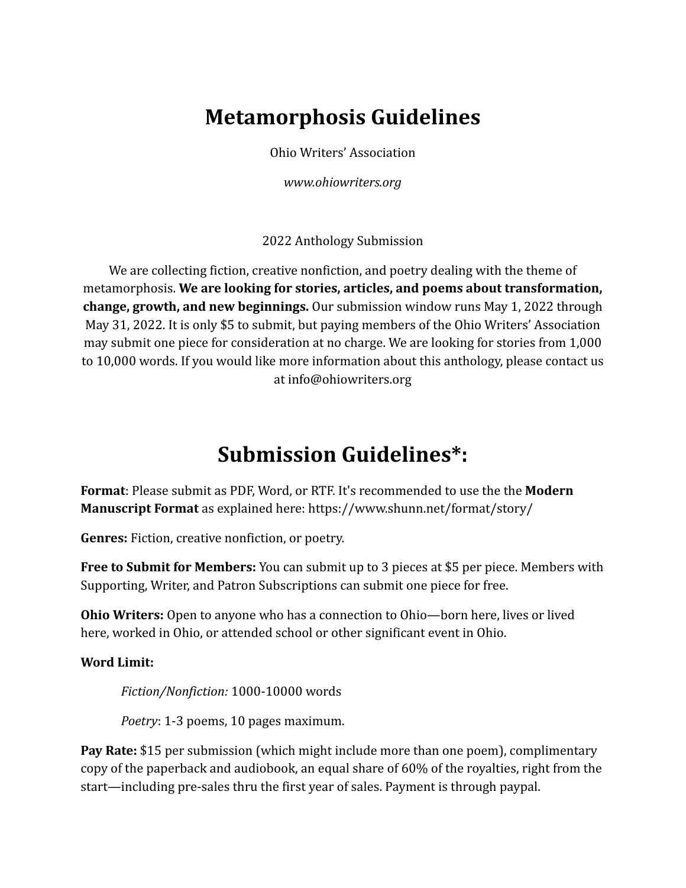# Metamorphosis Guidelines

Ohio Writers' Association

*www.ohiowriters.org*

2022 Anthology Submission

We are collecting fiction, creative nonfiction, and poetry dealing with the theme of metamorphosis. **We are looking for stories, articles, and poems about transformation, change, growth, and new beginnings.** Our submission window runs May 1, 2022 through May 31, 2022. It is only $5 to submit, but paying members of the Ohio Writers' Association may submit one piece for consideration at no charge. We are looking for stories from 1,000 to 10,000 words. If you would like more information about this anthology, please contact us at info@ohiowriters.org

# Submission Guidelines*:

**Format**: Please submit as PDF, Word, or RTF. It's recommended to use the the **Modern Manuscript Format** as explained here: https://www.shunn.net/format/story/

**Genres:** Fiction, creative nonfiction, or poetry.

**Free to Submit for Members:** You can submit up to 3 pieces at $5 per piece. Members with Supporting, Writer, and Patron Subscriptions can submit one piece for free.

**Ohio Writers:** Open to anyone who has a connection to Ohio—born here, lives or lived here, worked in Ohio, or attended school or other significant event in Ohio.

**Word Limit:**

> *Fiction/Nonfiction:* 1000-10000 words
>
> *Poetry*: 1-3 poems, 10 pages maximum.

**Pay Rate:** $15 per submission (which might include more than one poem), complimentary copy of the paperback and audiobook, an equal share of 60% of the royalties, right from the start—including pre-sales thru the first year of sales. Payment is through paypal.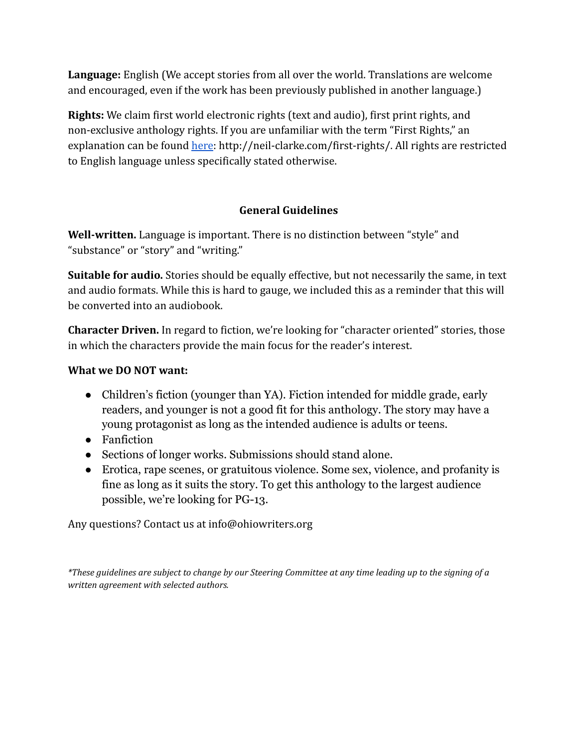**Language:** English (We accept stories from all over the world. Translations are welcome and encouraged, even if the work has been previously published in another language.)

**Rights:** We claim first world electronic rights (text and audio), first print rights, and non-exclusive anthology rights. If you are unfamiliar with the term "First Rights," an explanation can be found [here](http://neil-clarke.com/first-rights/): http://neil-clarke.com/first-rights/. All rights are restricted to English language unless specifically stated otherwise.

## General Guidelines

**Well-written.** Language is important. There is no distinction between "style" and "substance" or "story" and "writing."

**Suitable for audio.** Stories should be equally effective, but not necessarily the same, in text and audio formats. While this is hard to gauge, we included this as a reminder that this will be converted into an audiobook.

**Character Driven.** In regard to fiction, we're looking for "character oriented" stories, those in which the characters provide the main focus for the reader's interest.

**What we DO NOT want:**

- Children's fiction (younger than YA). Fiction intended for middle grade, early readers, and younger is not a good fit for this anthology. The story may have a young protagonist as long as the intended audience is adults or teens.
- Fanfiction
- Sections of longer works. Submissions should stand alone.
- Erotica, rape scenes, or gratuitous violence. Some sex, violence, and profanity is fine as long as it suits the story. To get this anthology to the largest audience possible, we're looking for PG-13.

Any questions? Contact us at info@ohiowriters.org

*\*These guidelines are subject to change by our Steering Committee at any time leading up to the signing of a written agreement with selected authors.*